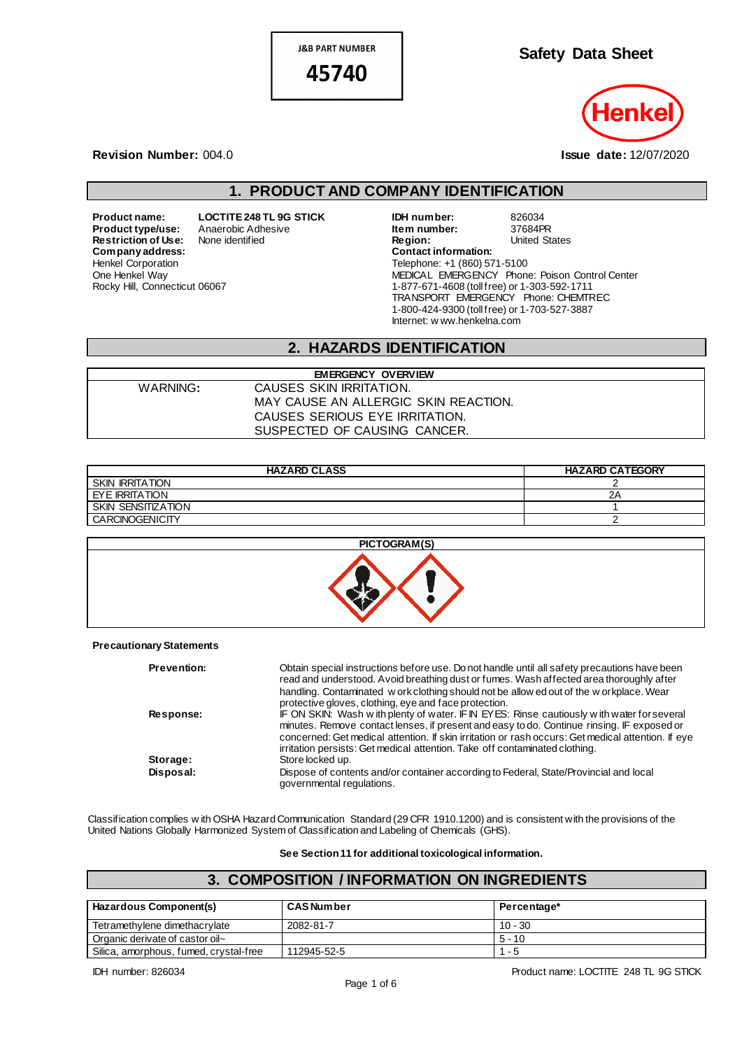J&B PART NUMBER

45740

# Safety Data Sheet

Henkel

**Revision Number:** 004.0

**Issue date:** 12/07/2020

## 1. PRODUCT AND COMPANY IDENTIFICATION

**Product name:** LOCTITE 248 TL 9G STICK
**Product type/use:** Anaerobic Adhesive
**Restriction of Use:** None identified
**Company address:**
Henkel Corporation
One Henkel Way
Rocky Hill, Connecticut 06067

**IDH number:** 826034
**Item number:** 37684PR
**Region:** United States
**Contact information:**
Telephone: +1 (860) 571-5100
MEDICAL EMERGENCY Phone: Poison Control Center
1-877-671-4608 (toll free) or 1-303-592-1711
TRANSPORT EMERGENCY Phone: CHEMTREC
1-800-424-9300 (toll free) or 1-703-527-3887
Internet: www.henkelna.com

## 2. HAZARDS IDENTIFICATION

| EMERGENCY OVERVIEW | |
|---|---|
| WARNING: | CAUSES SKIN IRRITATION.<br>MAY CAUSE AN ALLERGIC SKIN REACTION.<br>CAUSES SERIOUS EYE IRRITATION.<br>SUSPECTED OF CAUSING CANCER. |

| HAZARD CLASS | HAZARD CATEGORY |
|---|---|
| SKIN IRRITATION | 2 |
| EYE IRRITATION | 2A |
| SKIN SENSITIZATION | 1 |
| CARCINOGENICITY | 2 |

**PICTOGRAM(S)**

**Precautionary Statements**

**Prevention:** Obtain special instructions before use. Do not handle until all safety precautions have been read and understood. Avoid breathing dust or fumes. Wash affected area thoroughly after handling. Contaminated work clothing should not be allowed out of the workplace. Wear protective gloves, clothing, eye and face protection.

**Response:** IF ON SKIN: Wash with plenty of water. IF IN EYES: Rinse cautiously with water for several minutes. Remove contact lenses, if present and easy to do. Continue rinsing. IF exposed or concerned: Get medical attention. If skin irritation or rash occurs: Get medical attention. If eye irritation persists: Get medical attention. Take off contaminated clothing.

**Storage:** Store locked up.

**Disposal:** Dispose of contents and/or container according to Federal, State/Provincial and local governmental regulations.

Classification complies with OSHA Hazard Communication Standard (29 CFR 1910.1200) and is consistent with the provisions of the United Nations Globally Harmonized System of Classification and Labeling of Chemicals (GHS).

**See Section 11 for additional toxicological information.**

## 3. COMPOSITION / INFORMATION ON INGREDIENTS

| Hazardous Component(s) | CAS Number | Percentage* |
|---|---|---|
| Tetramethylene dimethacrylate | 2082-81-7 | 10 - 30 |
| Organic derivate of castor oil~ | | 5 - 10 |
| Silica, amorphous, fumed, crystal-free | 112945-52-5 | 1 - 5 |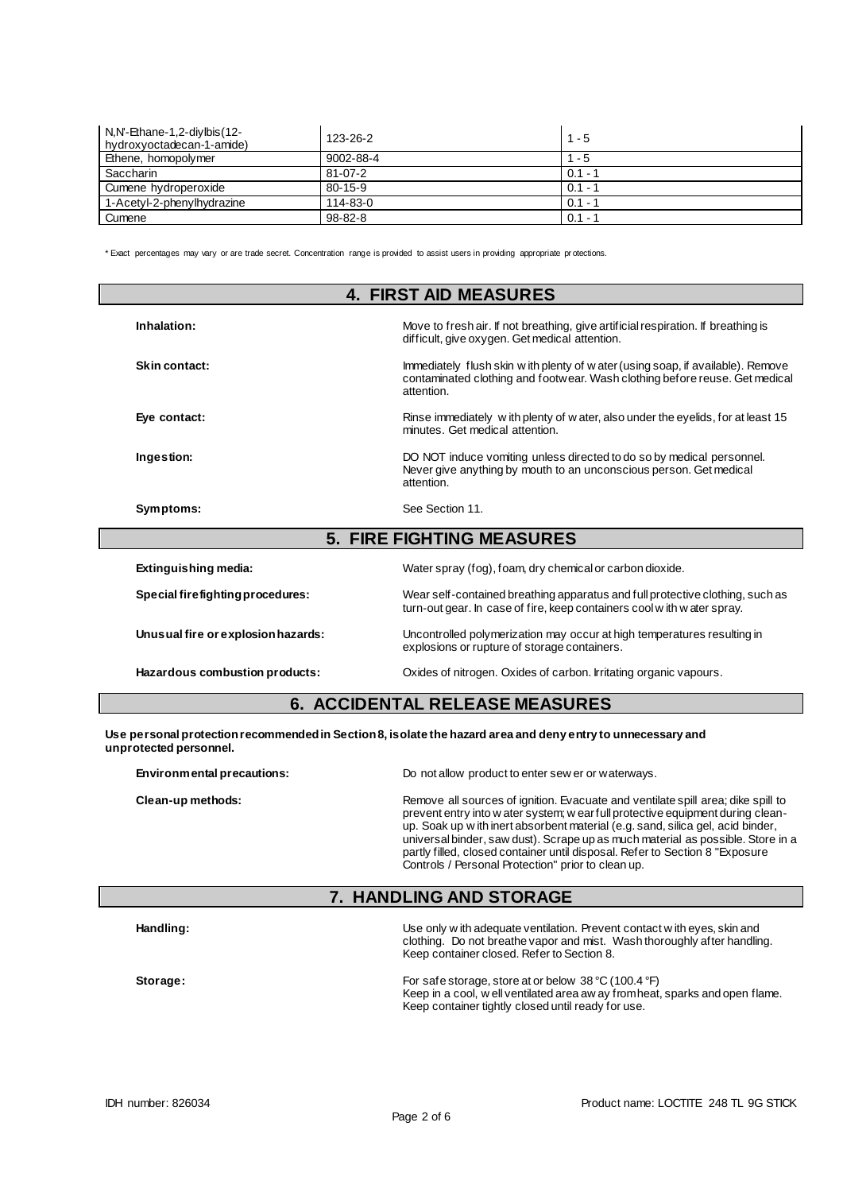| | | |
|---|---|---|
| N,N'-Ethane-1,2-diylbis(12-hydroxyoctadecan-1-amide) | 123-26-2 | 1 - 5 |
| Ethene, homopolymer | 9002-88-4 | 1 - 5 |
| Saccharin | 81-07-2 | 0.1 - 1 |
| Cumene hydroperoxide | 80-15-9 | 0.1 - 1 |
| 1-Acetyl-2-phenylhydrazine | 114-83-0 | 0.1 - 1 |
| Cumene | 98-82-8 | 0.1 - 1 |

* Exact percentages may vary or are trade secret. Concentration range is provided to assist users in providing appropriate protections.

## 4. FIRST AID MEASURES

**Inhalation:** Move to fresh air. If not breathing, give artificial respiration. If breathing is difficult, give oxygen. Get medical attention.

**Skin contact:** Immediately flush skin with plenty of water (using soap, if available). Remove contaminated clothing and footwear. Wash clothing before reuse. Get medical attention.

**Eye contact:** Rinse immediately with plenty of water, also under the eyelids, for at least 15 minutes. Get medical attention.

**Ingestion:** DO NOT induce vomiting unless directed to do so by medical personnel. Never give anything by mouth to an unconscious person. Get medical attention.

**Symptoms:** See Section 11.

## 5. FIRE FIGHTING MEASURES

**Extinguishing media:** Water spray (fog), foam, dry chemical or carbon dioxide.

**Special firefighting procedures:** Wear self-contained breathing apparatus and full protective clothing, such as turn-out gear. In case of fire, keep containers cool with water spray.

**Unusual fire or explosion hazards:** Uncontrolled polymerization may occur at high temperatures resulting in explosions or rupture of storage containers.

**Hazardous combustion products:** Oxides of nitrogen. Oxides of carbon. Irritating organic vapours.

## 6. ACCIDENTAL RELEASE MEASURES

**Use personal protection recommended in Section 8, isolate the hazard area and deny entry to unnecessary and unprotected personnel.**

**Environmental precautions:** Do not allow product to enter sewer or waterways.

**Clean-up methods:** Remove all sources of ignition. Evacuate and ventilate spill area; dike spill to prevent entry into water system; wear full protective equipment during clean-up. Soak up with inert absorbent material (e.g. sand, silica gel, acid binder, universal binder, saw dust). Scrape up as much material as possible. Store in a partly filled, closed container until disposal. Refer to Section 8 "Exposure Controls / Personal Protection" prior to clean up.

## 7. HANDLING AND STORAGE

**Handling:** Use only with adequate ventilation. Prevent contact with eyes, skin and clothing. Do not breathe vapor and mist. Wash thoroughly after handling. Keep container closed. Refer to Section 8.

**Storage:** For safe storage, store at or below 38 °C (100.4 °F)
Keep in a cool, well ventilated area away from heat, sparks and open flame. Keep container tightly closed until ready for use.

IDH number: 826034 Product name: LOCTITE 248 TL 9G STICK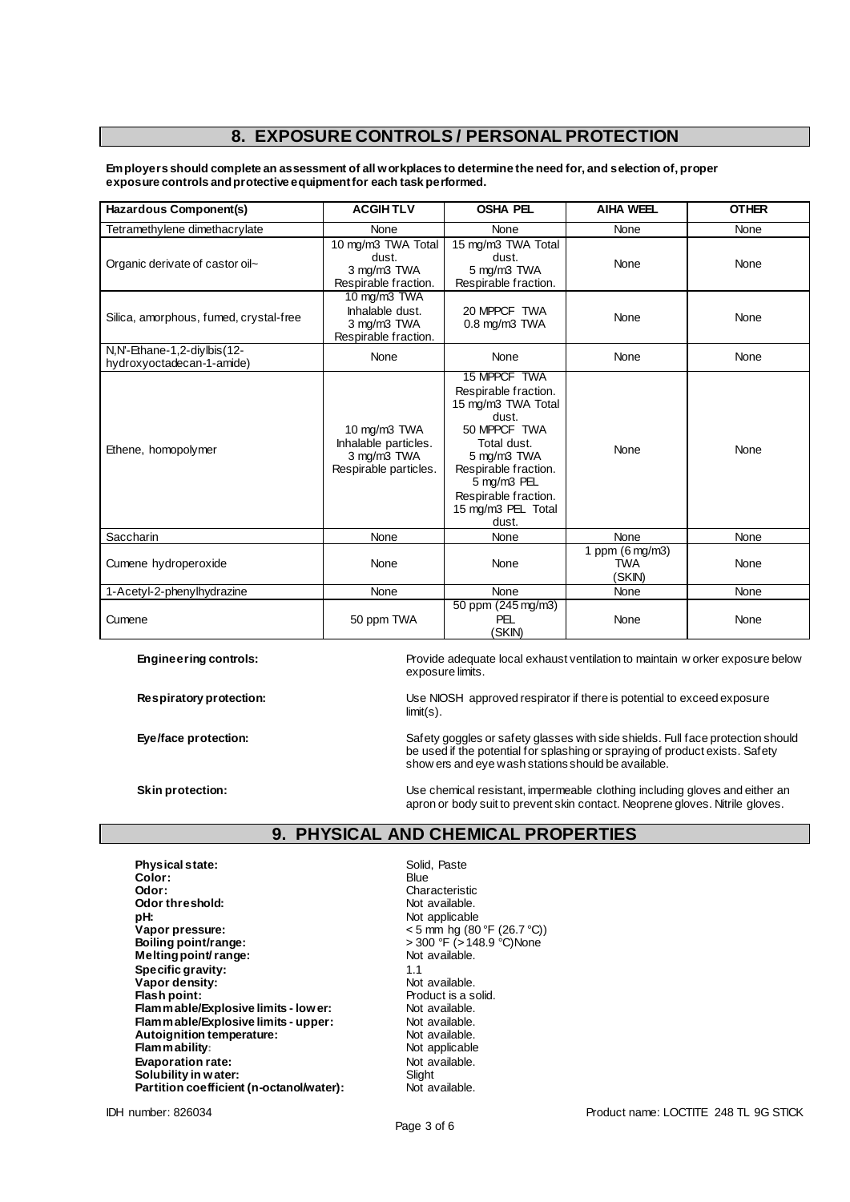## 8. EXPOSURE CONTROLS / PERSONAL PROTECTION

**Employers should complete an assessment of all workplaces to determine the need for, and selection of, proper exposure controls and protective equipment for each task performed.**

| Hazardous Component(s) | ACGIH TLV | OSHA PEL | AIHA WEEL | OTHER |
|---|---|---|---|---|
| Tetramethylene dimethacrylate | None | None | None | None |
| Organic derivate of castor oil~ | 10 mg/m3 TWA Total dust.<br>3 mg/m3 TWA Respirable fraction. | 15 mg/m3 TWA Total dust.<br>5 mg/m3 TWA Respirable fraction. | None | None |
| Silica, amorphous, fumed, crystal-free | 10 mg/m3 TWA Inhalable dust.<br>3 mg/m3 TWA Respirable fraction. | 20 MPPCF TWA<br>0.8 mg/m3 TWA | None | None |
| N,N'-Ethane-1,2-diylbis(12-hydroxyoctadecan-1-amide) | None | None | None | None |
| Ethene, homopolymer | 10 mg/m3 TWA Inhalable particles.<br>3 mg/m3 TWA Respirable particles. | 15 MPPCF TWA Respirable fraction.<br>15 mg/m3 TWA Total dust.<br>50 MPPCF TWA Total dust.<br>5 mg/m3 TWA Respirable fraction.<br>5 mg/m3 PEL Respirable fraction.<br>15 mg/m3 PEL Total dust. | None | None |
| Saccharin | None | None | None | None |
| Cumene hydroperoxide | None | None | 1 ppm (6 mg/m3) TWA (SKIN) | None |
| 1-Acetyl-2-phenylhydrazine | None | None | None | None |
| Cumene | 50 ppm TWA | 50 ppm (245 mg/m3) PEL (SKIN) | None | None |

**Engineering controls:** Provide adequate local exhaust ventilation to maintain worker exposure below exposure limits.

**Respiratory protection:** Use NIOSH approved respirator if there is potential to exceed exposure limit(s).

**Eye/face protection:** Safety goggles or safety glasses with side shields. Full face protection should be used if the potential for splashing or spraying of product exists. Safety showers and eye wash stations should be available.

**Skin protection:** Use chemical resistant, impermeable clothing including gloves and either an apron or body suit to prevent skin contact. Neoprene gloves. Nitrile gloves.

## 9. PHYSICAL AND CHEMICAL PROPERTIES

**Physical state:** Solid, Paste
**Color:** Blue
**Odor:** Characteristic
**Odor threshold:** Not available.
**pH:** Not applicable
**Vapor pressure:** < 5 mm hg (80 °F (26.7 °C))
**Boiling point/range:** > 300 °F (> 148.9 °C)None
**Melting point/ range:** Not available.
**Specific gravity:** 1.1
**Vapor density:** Not available.
**Flash point:** Product is a solid.
**Flammable/Explosive limits - lower:** Not available.
**Flammable/Explosive limits - upper:** Not available.
**Autoignition temperature:** Not available.
**Flammability:** Not applicable
**Evaporation rate:** Not available.
**Solubility in water:** Slight
**Partition coefficient (n-octanol/water):** Not available.

IDH number: 826034

Product name: LOCTITE 248 TL 9G STICK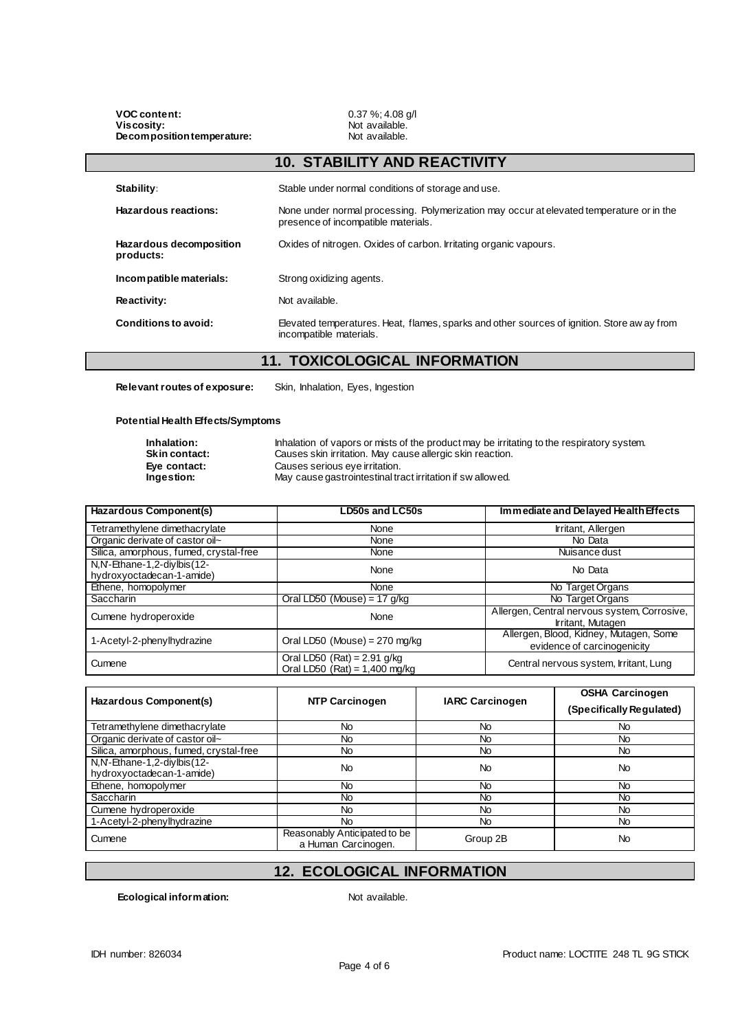**VOC content:** 0.37 %; 4.08 g/l
**Viscosity:** Not available.
**Decomposition temperature:** Not available.

## 10. STABILITY AND REACTIVITY

**Stability:** Stable under normal conditions of storage and use.

**Hazardous reactions:** None under normal processing. Polymerization may occur at elevated temperature or in the presence of incompatible materials.

**Hazardous decomposition products:** Oxides of nitrogen. Oxides of carbon. Irritating organic vapours.

**Incompatible materials:** Strong oxidizing agents.

**Reactivity:** Not available.

**Conditions to avoid:** Elevated temperatures. Heat, flames, sparks and other sources of ignition. Store away from incompatible materials.

## 11. TOXICOLOGICAL INFORMATION

**Relevant routes of exposure:** Skin, Inhalation, Eyes, Ingestion

**Potential Health Effects/Symptoms**

**Inhalation:** Inhalation of vapors or mists of the product may be irritating to the respiratory system.
**Skin contact:** Causes skin irritation. May cause allergic skin reaction.
**Eye contact:** Causes serious eye irritation.
**Ingestion:** May cause gastrointestinal tract irritation if swallowed.

| Hazardous Component(s) | LD50s and LC50s | Immediate and Delayed Health Effects |
|---|---|---|
| Tetramethylene dimethacrylate | None | Irritant, Allergen |
| Organic derivate of castor oil~ | None | No Data |
| Silica, amorphous, fumed, crystal-free | None | Nuisance dust |
| N,N'-Ethane-1,2-diylbis(12-hydroxyoctadecan-1-amide) | None | No Data |
| Ethene, homopolymer | None | No Target Organs |
| Saccharin | Oral LD50 (Mouse) = 17 g/kg | No Target Organs |
| Cumene hydroperoxide | None | Allergen, Central nervous system, Corrosive, Irritant, Mutagen |
| 1-Acetyl-2-phenylhydrazine | Oral LD50 (Mouse) = 270 mg/kg | Allergen, Blood, Kidney, Mutagen, Some evidence of carcinogenicity |
| Cumene | Oral LD50 (Rat) = 2.91 g/kg<br>Oral LD50 (Rat) = 1,400 mg/kg | Central nervous system, Irritant, Lung |

| Hazardous Component(s) | NTP Carcinogen | IARC Carcinogen | OSHA Carcinogen (Specifically Regulated) |
|---|---|---|---|
| Tetramethylene dimethacrylate | No | No | No |
| Organic derivate of castor oil~ | No | No | No |
| Silica, amorphous, fumed, crystal-free | No | No | No |
| N,N'-Ethane-1,2-diylbis(12-hydroxyoctadecan-1-amide) | No | No | No |
| Ethene, homopolymer | No | No | No |
| Saccharin | No | No | No |
| Cumene hydroperoxide | No | No | No |
| 1-Acetyl-2-phenylhydrazine | No | No | No |
| Cumene | Reasonably Anticipated to be a Human Carcinogen. | Group 2B | No |

## 12. ECOLOGICAL INFORMATION

**Ecological information:** Not available.

IDH number: 826034 Product name: LOCTITE 248 TL 9G STICK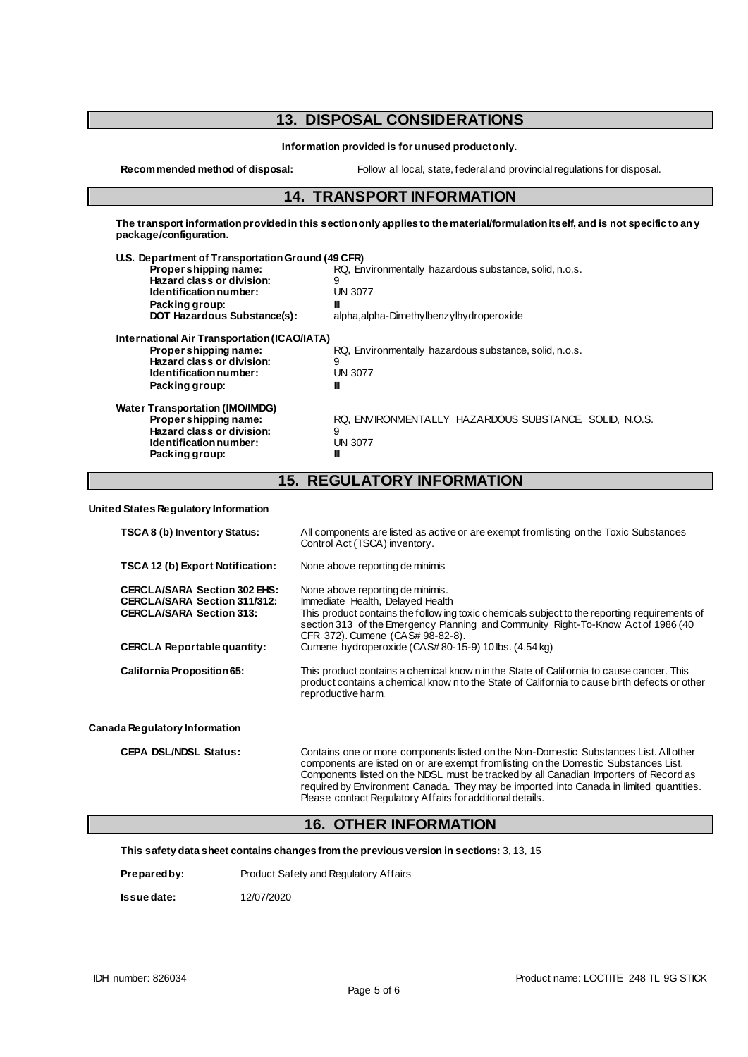## 13. DISPOSAL CONSIDERATIONS

**Information provided is for unused product only.**

**Recommended method of disposal:** Follow all local, state, federal and provincial regulations for disposal.

## 14. TRANSPORT INFORMATION

**The transport information provided in this section only applies to the material/formulation itself, and is not specific to any package/configuration.**

**U.S. Department of Transportation Ground (49 CFR)**

| | |
|---|---|
| **Proper shipping name:** | RQ, Environmentally hazardous substance, solid, n.o.s. |
| **Hazard class or division:** | 9 |
| **Identification number:** | UN 3077 |
| **Packing group:** | III |
| **DOT Hazardous Substance(s):** | alpha,alpha-Dimethylbenzylhydroperoxide |

**International Air Transportation (ICAO/IATA)**

| | |
|---|---|
| **Proper shipping name:** | RQ, Environmentally hazardous substance, solid, n.o.s. |
| **Hazard class or division:** | 9 |
| **Identification number:** | UN 3077 |
| **Packing group:** | III |

**Water Transportation (IMO/IMDG)**

| | |
|---|---|
| **Proper shipping name:** | RQ, ENVIRONMENTALLY HAZARDOUS SUBSTANCE, SOLID, N.O.S. |
| **Hazard class or division:** | 9 |
| **Identification number:** | UN 3077 |
| **Packing group:** | III |

## 15. REGULATORY INFORMATION

**United States Regulatory Information**

| | |
|---|---|
| **TSCA 8 (b) Inventory Status:** | All components are listed as active or are exempt from listing on the Toxic Substances Control Act (TSCA) inventory. |
| **TSCA 12 (b) Export Notification:** | None above reporting de minimis |
| **CERCLA/SARA Section 302 EHS:** | None above reporting de minimis. |
| **CERCLA/SARA Section 311/312:** | Immediate Health, Delayed Health |
| **CERCLA/SARA Section 313:** | This product contains the following toxic chemicals subject to the reporting requirements of section 313 of the Emergency Planning and Community Right-To-Know Act of 1986 (40 CFR 372). Cumene (CAS# 98-82-8). |
| **CERCLA Reportable quantity:** | Cumene hydroperoxide (CAS# 80-15-9) 10 lbs. (4.54 kg) |
| **California Proposition 65:** | This product contains a chemical known in the State of California to cause cancer. This product contains a chemical known to the State of California to cause birth defects or other reproductive harm. |

**Canada Regulatory Information**

| | |
|---|---|
| **CEPA DSL/NDSL Status:** | Contains one or more components listed on the Non-Domestic Substances List. All other components are listed on or are exempt from listing on the Domestic Substances List. Components listed on the NDSL must be tracked by all Canadian Importers of Record as required by Environment Canada. They may be imported into Canada in limited quantities. Please contact Regulatory Affairs for additional details. |

## 16. OTHER INFORMATION

**This safety data sheet contains changes from the previous version in sections:** 3, 13, 15

**Prepared by:** Product Safety and Regulatory Affairs

**Issue date:** 12/07/2020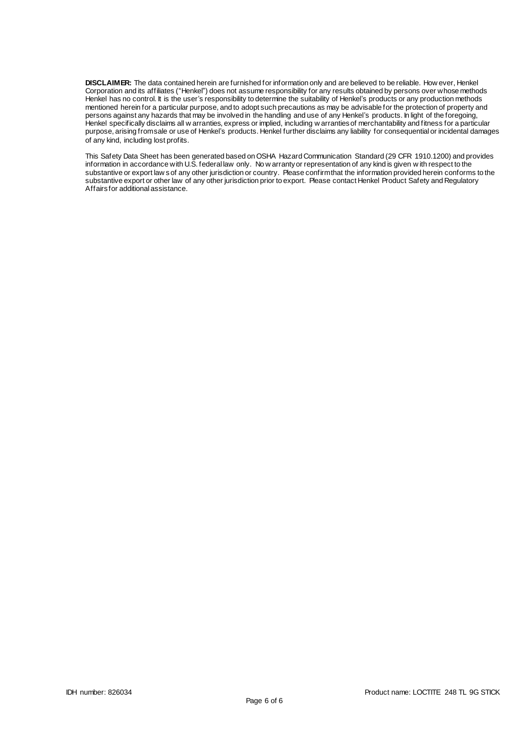**DISCLAIMER:** The data contained herein are furnished for information only and are believed to be reliable. However, Henkel Corporation and its affiliates ("Henkel") does not assume responsibility for any results obtained by persons over whose methods Henkel has no control. It is the user's responsibility to determine the suitability of Henkel's products or any production methods mentioned herein for a particular purpose, and to adopt such precautions as may be advisable for the protection of property and persons against any hazards that may be involved in the handling and use of any Henkel's products. In light of the foregoing, Henkel specifically disclaims all warranties, express or implied, including warranties of merchantability and fitness for a particular purpose, arising from sale or use of Henkel's products. Henkel further disclaims any liability for consequential or incidental damages of any kind, including lost profits.

This Safety Data Sheet has been generated based on OSHA Hazard Communication Standard (29 CFR 1910.1200) and provides information in accordance with U.S. federal law only. No warranty or representation of any kind is given with respect to the substantive or export laws of any other jurisdiction or country. Please confirm that the information provided herein conforms to the substantive export or other law of any other jurisdiction prior to export. Please contact Henkel Product Safety and Regulatory Affairs for additional assistance.